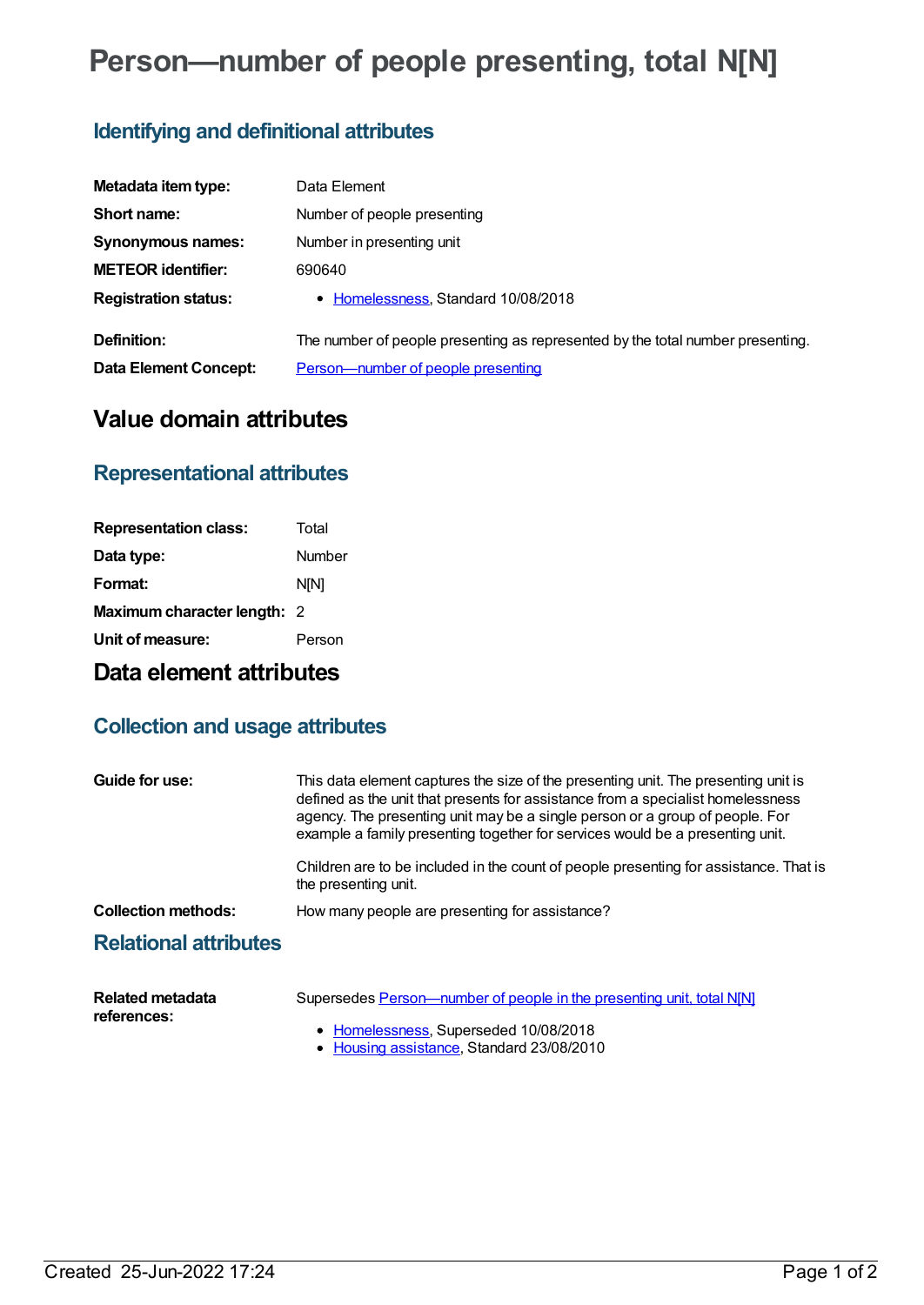# Person—number of people presenting, total N[N]

## Identifying and definitional attributes

| | |
|---|---|
| **Metadata item type:** | Data Element |
| **Short name:** | Number of people presenting |
| **Synonymous names:** | Number in presenting unit |
| **METEOR identifier:** | 690640 |
| **Registration status:** | • Homelessness, Standard 10/08/2018 |
| **Definition:** | The number of people presenting as represented by the total number presenting. |
| **Data Element Concept:** | Person—number of people presenting |

# Value domain attributes

## Representational attributes

| | |
|---|---|
| **Representation class:** | Total |
| **Data type:** | Number |
| **Format:** | N[N] |
| **Maximum character length:** | 2 |
| **Unit of measure:** | Person |

# Data element attributes

## Collection and usage attributes

**Guide for use:**

This data element captures the size of the presenting unit. The presenting unit is defined as the unit that presents for assistance from a specialist homelessness agency. The presenting unit may be a single person or a group of people. For example a family presenting together for services would be a presenting unit.

Children are to be included in the count of people presenting for assistance. That is the presenting unit.

**Collection methods:**

How many people are presenting for assistance?

## Relational attributes

**Related metadata references:**

Supersedes Person—number of people in the presenting unit, total N[N]

- Homelessness, Superseded 10/08/2018
- Housing assistance, Standard 23/08/2010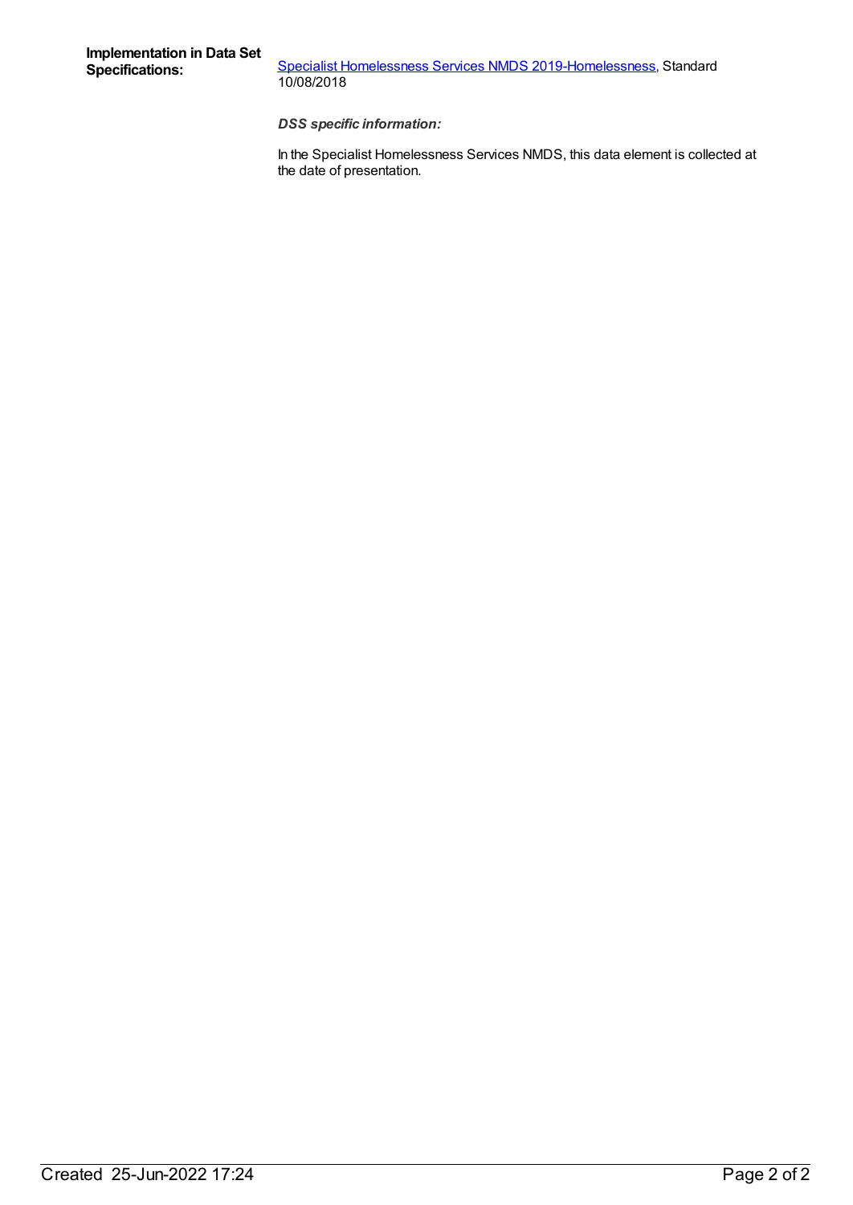**Implementation in Data Set Specifications:**

[Specialist Homelessness Services NMDS 2019-Homelessness](), Standard 10/08/2018

***DSS specific information:***

In the Specialist Homelessness Services NMDS, this data element is collected at the date of presentation.